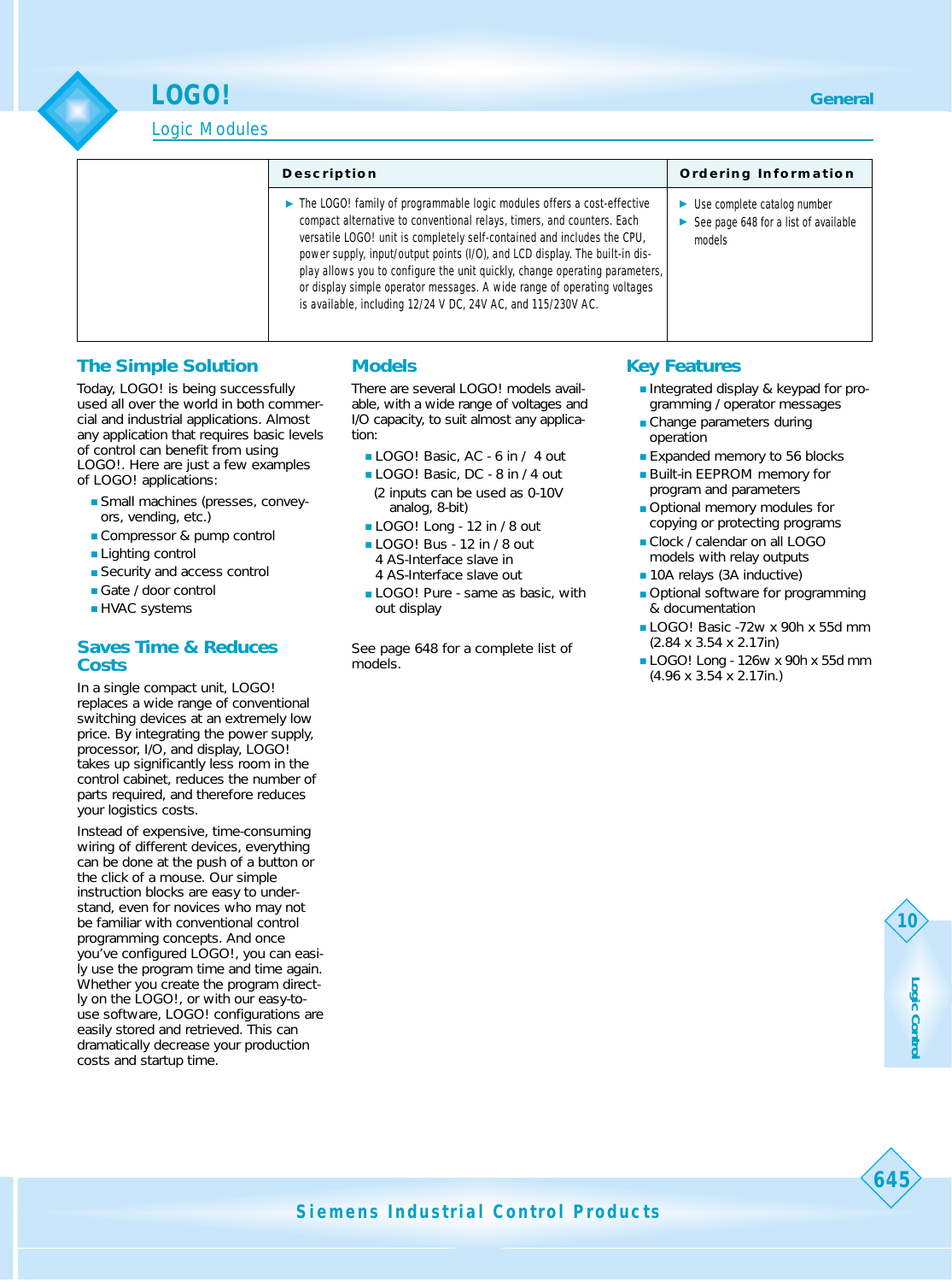# LOGO!

## Logic Modules

General

| | Description | Ordering Information |
|---|---|---|
| | ► The LOGO! family of programmable logic modules offers a cost-effective compact alternative to conventional relays, timers, and counters. Each versatile LOGO! unit is completely self-contained and includes the CPU, power supply, input/output points (I/O), and LCD display. The built-in display allows you to configure the unit quickly, change operating parameters, or display simple operator messages. A wide range of operating voltages is available, including 12/24 V DC, 24V AC, and 115/230V AC. | ► Use complete catalog number<br>► See page 648 for a list of available models |

### The Simple Solution

Today, LOGO! is being successfully used all over the world in both commercial and industrial applications. Almost any application that requires basic levels of control can benefit from using LOGO!. Here are just a few examples of LOGO! applications:

- Small machines (presses, conveyors, vending, etc.)
- Compressor & pump control
- Lighting control
- Security and access control
- Gate / door control
- HVAC systems

### Saves Time & Reduces Costs

In a single compact unit, LOGO! replaces a wide range of conventional switching devices at an extremely low price. By integrating the power supply, processor, I/O, and display, LOGO! takes up significantly less room in the control cabinet, reduces the number of parts required, and therefore reduces your logistics costs.

Instead of expensive, time-consuming wiring of different devices, everything can be done at the push of a button or the click of a mouse. Our simple instruction blocks are easy to understand, even for novices who may not be familiar with conventional control programming concepts. And once you've configured LOGO!, you can easily use the program time and time again. Whether you create the program directly on the LOGO!, or with our easy-to-use software, LOGO! configurations are easily stored and retrieved. This can dramatically decrease your production costs and startup time.

### Models

There are several LOGO! models available, with a wide range of voltages and I/O capacity, to suit almost any application:

- LOGO! Basic, AC - 6 in / 4 out
- LOGO! Basic, DC - 8 in / 4 out
  (2 inputs can be used as 0-10V analog, 8-bit)
- LOGO! Long - 12 in / 8 out
- LOGO! Bus - 12 in / 8 out
  4 AS-Interface slave in
  4 AS-Interface slave out
- LOGO! Pure - same as basic, with out display

See page 648 for a complete list of models.

### Key Features

- Integrated display & keypad for programming / operator messages
- Change parameters during operation
- Expanded memory to 56 blocks
- Built-in EEPROM memory for program and parameters
- Optional memory modules for copying or protecting programs
- Clock / calendar on all LOGO models with relay outputs
- 10A relays (3A inductive)
- Optional software for programming & documentation
- LOGO! Basic -72w x 90h x 55d mm (2.84 x 3.54 x 2.17in)
- LOGO! Long - 126w x 90h x 55d mm (4.96 x 3.54 x 2.17in.)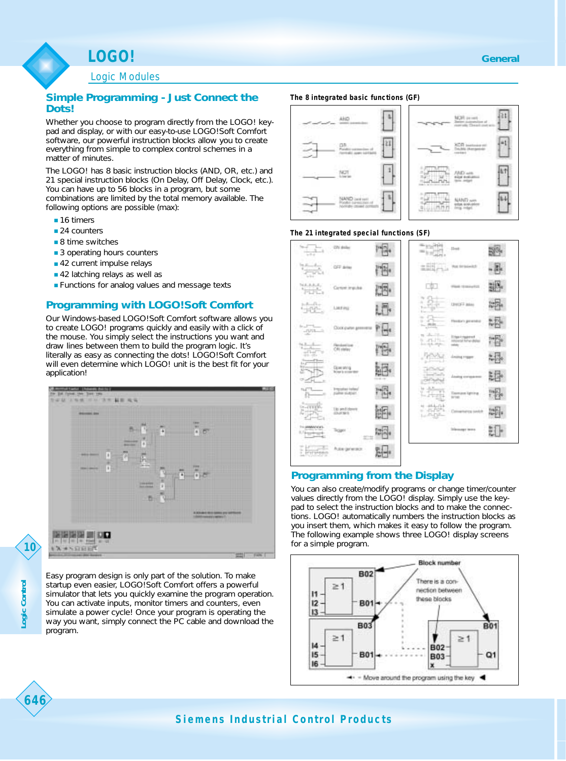# LOGO!

## Logic Modules

### Simple Programming - Just Connect the Dots!

Whether you choose to program directly from the LOGO! keypad and display, or with our easy-to-use LOGO!Soft Comfort software, our powerful instruction blocks allow you to create everything from simple to complex control schemes in a matter of minutes.

The LOGO! has 8 basic instruction blocks (AND, OR, etc.) and 21 special instruction blocks (On Delay, Off Delay, Clock, etc.). You can have up to 56 blocks in a program, but some combinations are limited by the total memory available. The following options are possible (max):

- 16 timers
- 24 counters
- 8 time switches
- 3 operating hours counters
- 42 current impulse relays
- 42 latching relays as well as
- Functions for analog values and message texts

### Programming with LOGO!Soft Comfort

Our Windows-based LOGO!Soft Comfort software allows you to create LOGO! programs quickly and easily with a click of the mouse. You simply select the instructions you want and draw lines between them to build the program logic. It's literally as easy as connecting the dots! LOGO!Soft Comfort will even determine which LOGO! unit is the best fit for your application!

Easy program design is only part of the solution. To make startup even easier, LOGO!Soft Comfort offers a powerful simulator that lets you quickly examine the program operation. You can activate inputs, monitor timers and counters, even simulate a power cycle! Once your program is operating the way you want, simply connect the PC cable and download the program.

**The 8 integrated basic functions (GF)**

**The 21 integrated special functions (SF)**

### Programming from the Display

You can also create/modify programs or change timer/counter values directly from the LOGO! display. Simply use the keypad to select the instruction blocks and to make the connections. LOGO! automatically numbers the instruction blocks as you insert them, which makes it easy to follow the program. The following example shows three LOGO! display screens for a simple program.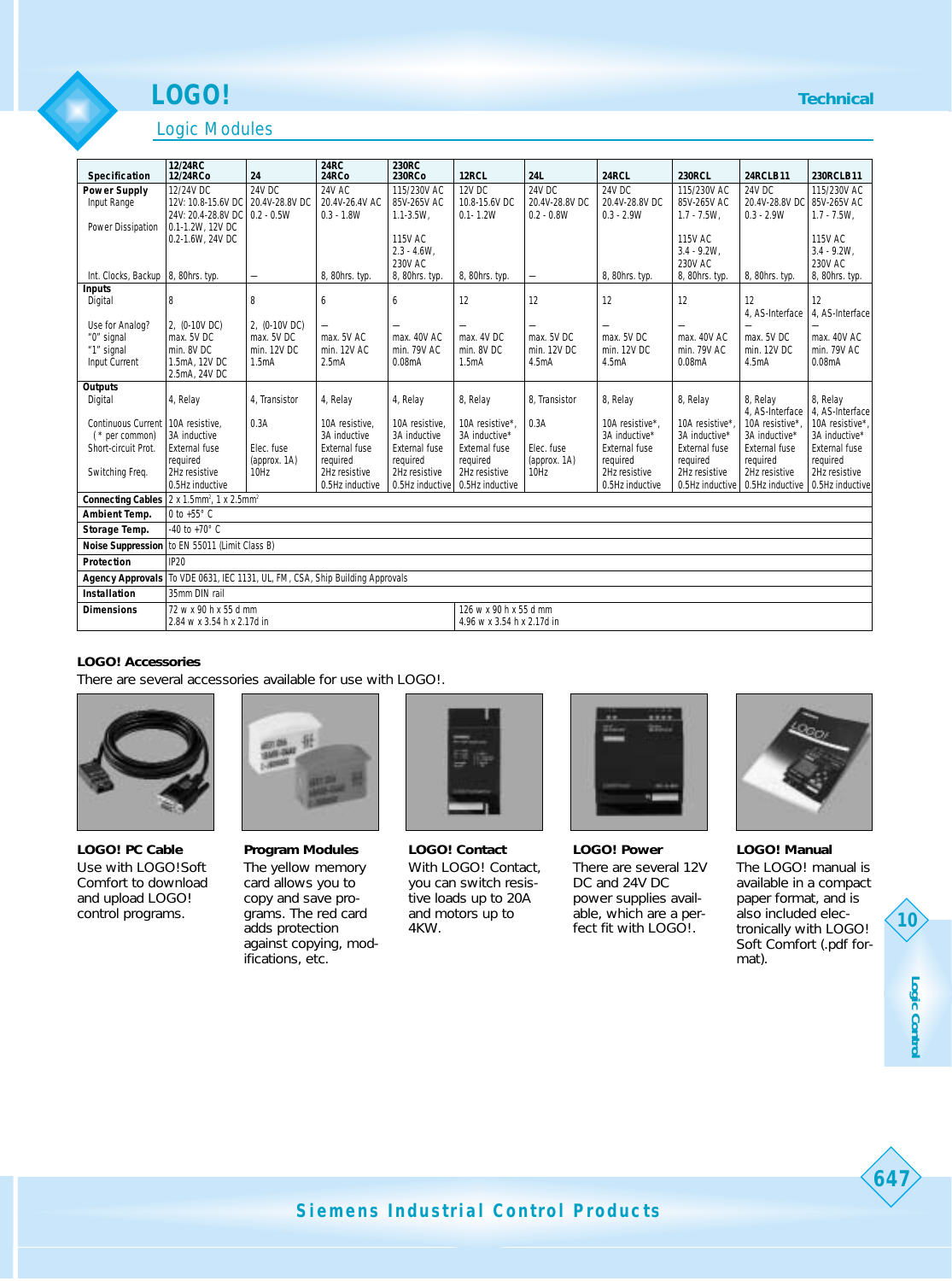# LOGO!

## Logic Modules

| Specification | 12/24RC 12/24RCo | 24 | 24RC 24RCo | 230RC 230RCo | 12RCL | 24L | 24RCL | 230RCL | 24RCLB11 | 230RCLB11 |
|---|---|---|---|---|---|---|---|---|---|---|
| **Power Supply** Input Range | 12/24V DC 12V: 10.8-15.6V DC 24V: 20.4-28.8V DC | 24V DC 20.4V-28.8V DC | 24V AC 20.4V-26.4V AC | 115/230V AC 85V-265V AC | 12V DC 10.8-15.6V DC | 24V DC 20.4V-28.8V DC | 24V DC 20.4V-28.8V DC | 115/230V AC 85V-265V AC | 24V DC 20.4V-28.8V DC | 115/230V AC 85V-265V AC |
| Power Dissipation | 0.1-1.2W, 12V DC 0.2-1.6W, 24V DC | 0.2 - 0.5W | 0.3 - 1.8W | 1.1-3.5W, 115V AC 2.3 - 4.6W, 230V AC | 0.1- 1.2W | 0.2 - 0.8W | 0.3 - 2.9W | 1.7 - 7.5W, 115V AC 3.4 - 9.2W, 230V AC | 0.3 - 2.9W | 1.7 - 7.5W, 115V AC 3.4 - 9.2W, 230V AC |
| Int. Clocks, Backup | 8, 80hrs. typ. | — | 8, 80hrs. typ. | 8, 80hrs. typ. | 8, 80hrs. typ. | — | 8, 80hrs. typ. | 8, 80hrs. typ. | 8, 80hrs. typ. | 8, 80hrs. typ. |
| **Inputs** Digital | 8 | 8 | 6 | 6 | 12 | 12 | 12 | 12 | 12 | 12 4, AS-Interface |
| Use for Analog? | 2, (0-10V DC) | 2, (0-10V DC) | — | — | — | — | — | — | 4, AS-Interface — | — |
| "0" signal | max. 5V DC | max. 5V DC | max. 5V AC | max. 40V AC | max. 4V DC | max. 5V DC | max. 5V DC | max. 40V AC | max. 5V DC | max. 40V AC |
| "1" signal | min. 8V DC | min. 12V DC | min. 12V AC | min. 79V AC | min. 8V DC | min. 12V DC | min. 12V DC | min. 79V AC | min. 12V DC | min. 79V AC |
| Input Current | 1.5mA, 12V DC 2.5mA, 24V DC | 1.5mA | 2.5mA | 0.08mA | 1.5mA | 4.5mA | 4.5mA | 0.08mA | 4.5mA | 0.08mA |
| **Outputs** Digital | 4, Relay | 4, Transistor | 4, Relay | 4, Relay | 8, Relay | 8, Transistor | 8, Relay | 8, Relay | 8, Relay 4, AS-Interface | 8, Relay 4, AS-Interface |
| Continuous Current (* per common) | 10A resistive, 3A inductive | 0.3A | 10A resistive, 3A inductive | 10A resistive, 3A inductive | 10A resistive*, 3A inductive* | 0.3A | 10A resistive*, 3A inductive* | 10A resistive*, 3A inductive* | 10A resistive*, 3A inductive* | 10A resistive*, 3A inductive* |
| Short-circuit Prot. | External fuse required | Elec. fuse (approx. 1A) | External fuse required | External fuse required | External fuse required | Elec. fuse (approx. 1A) | External fuse required | External fuse required | External fuse required | External fuse required |
| Switching Freq. | 2Hz resistive 0.5Hz inductive | 10Hz | 2Hz resistive 0.5Hz inductive | 2Hz resistive 0.5Hz inductive | 2Hz resistive 0.5Hz inductive | 10Hz | 2Hz resistive 0.5Hz inductive | 2Hz resistive 0.5Hz inductive | 2Hz resistive 0.5Hz inductive | 2Hz resistive 0.5Hz inductive |
| **Connecting Cables** | 2 x 1.5mm², 1 x 2.5mm² | | | | | | | | | |
| **Ambient Temp.** | 0 to +55° C | | | | | | | | | |
| **Storage Temp.** | -40 to +70° C | | | | | | | | | |
| **Noise Suppression** | to EN 55011 (Limit Class B) | | | | | | | | | |
| **Protection** | IP20 | | | | | | | | | |
| **Agency Approvals** | To VDE 0631, IEC 1131, UL, FM, CSA, Ship Building Approvals | | | | | | | | | |
| **Installation** | 35mm DIN rail | | | | | | | | | |
| **Dimensions** | 72 w x 90 h x 55 d mm 2.84 w x 3.54 h x 2.17d in | | | | 126 w x 90 h x 55 d mm 4.96 w x 3.54 h x 2.17d in | | | | | |

### LOGO! Accessories

There are several accessories available for use with LOGO!.

**LOGO! PC Cable**
Use with LOGO!Soft Comfort to download and upload LOGO! control programs.

**Program Modules**
The yellow memory card allows you to copy and save programs. The red card adds protection against copying, modifications, etc.

**LOGO! Contact**
With LOGO! Contact, you can switch resistive loads up to 20A and motors up to 4KW.

**LOGO! Power**
There are several 12V DC and 24V DC power supplies available, which are a perfect fit with LOGO!.

**LOGO! Manual**
The LOGO! manual is available in a compact paper format, and is also included electronically with LOGO! Soft Comfort (.pdf format).